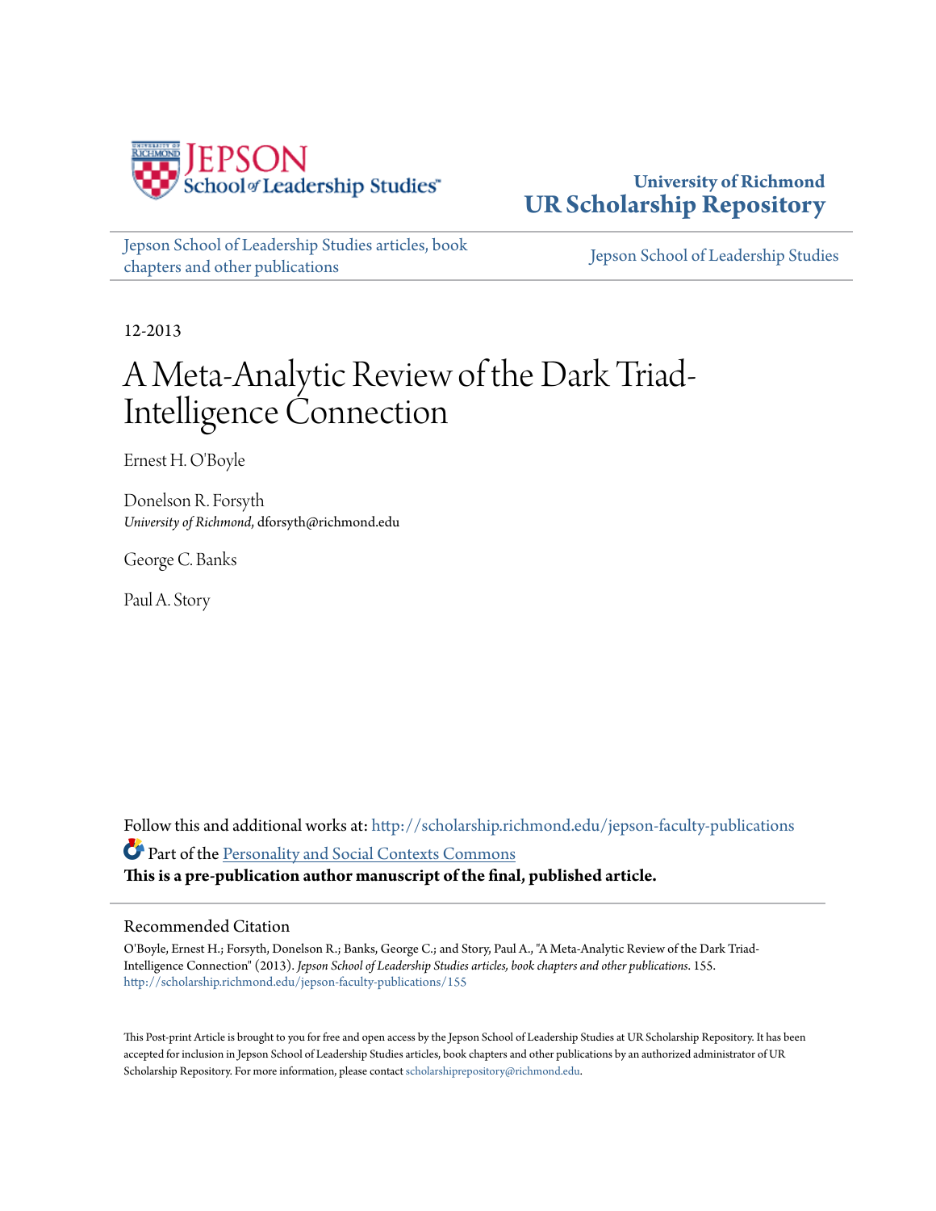University of Richmond
# UR Scholarship Repository

Jepson School of Leadership Studies articles, book chapters and other publications | Jepson School of Leadership Studies

12-2013

# A Meta-Analytic Review of the Dark Triad-Intelligence Connection

Ernest H. O'Boyle

Donelson R. Forsyth
*University of Richmond*, dforsyth@richmond.edu

George C. Banks

Paul A. Story

Follow this and additional works at: http://scholarship.richmond.edu/jepson-faculty-publications

Part of the Personality and Social Contexts Commons

**This is a pre-publication author manuscript of the final, published article.**

## Recommended Citation

O'Boyle, Ernest H.; Forsyth, Donelson R.; Banks, George C.; and Story, Paul A., "A Meta-Analytic Review of the Dark Triad-Intelligence Connection" (2013). *Jepson School of Leadership Studies articles, book chapters and other publications*. 155.
http://scholarship.richmond.edu/jepson-faculty-publications/155

This Post-print Article is brought to you for free and open access by the Jepson School of Leadership Studies at UR Scholarship Repository. It has been accepted for inclusion in Jepson School of Leadership Studies articles, book chapters and other publications by an authorized administrator of UR Scholarship Repository. For more information, please contact scholarshiprepository@richmond.edu.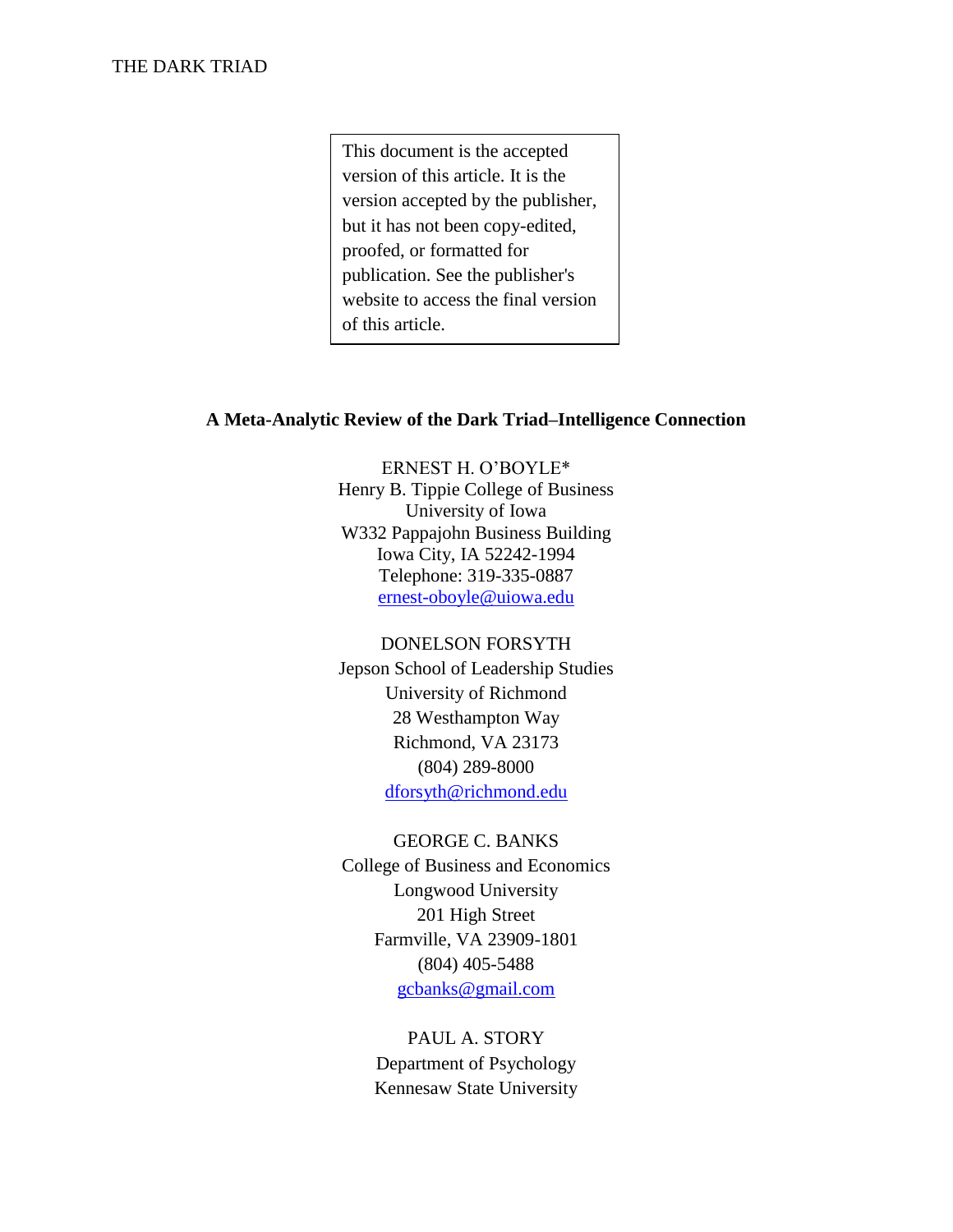This document is the accepted version of this article. It is the version accepted by the publisher, but it has not been copy-edited, proofed, or formatted for publication. See the publisher's website to access the final version of this article.

**A Meta-Analytic Review of the Dark Triad–Intelligence Connection**

ERNEST H. O'BOYLE*
Henry B. Tippie College of Business
University of Iowa
W332 Pappajohn Business Building
Iowa City, IA 52242-1994
Telephone: 319-335-0887
ernest-oboyle@uiowa.edu

DONELSON FORSYTH
Jepson School of Leadership Studies
University of Richmond
28 Westhampton Way
Richmond, VA 23173
(804) 289-8000
dforsyth@richmond.edu

GEORGE C. BANKS
College of Business and Economics
Longwood University
201 High Street
Farmville, VA 23909-1801
(804) 405-5488
gcbanks@gmail.com

PAUL A. STORY
Department of Psychology
Kennesaw State University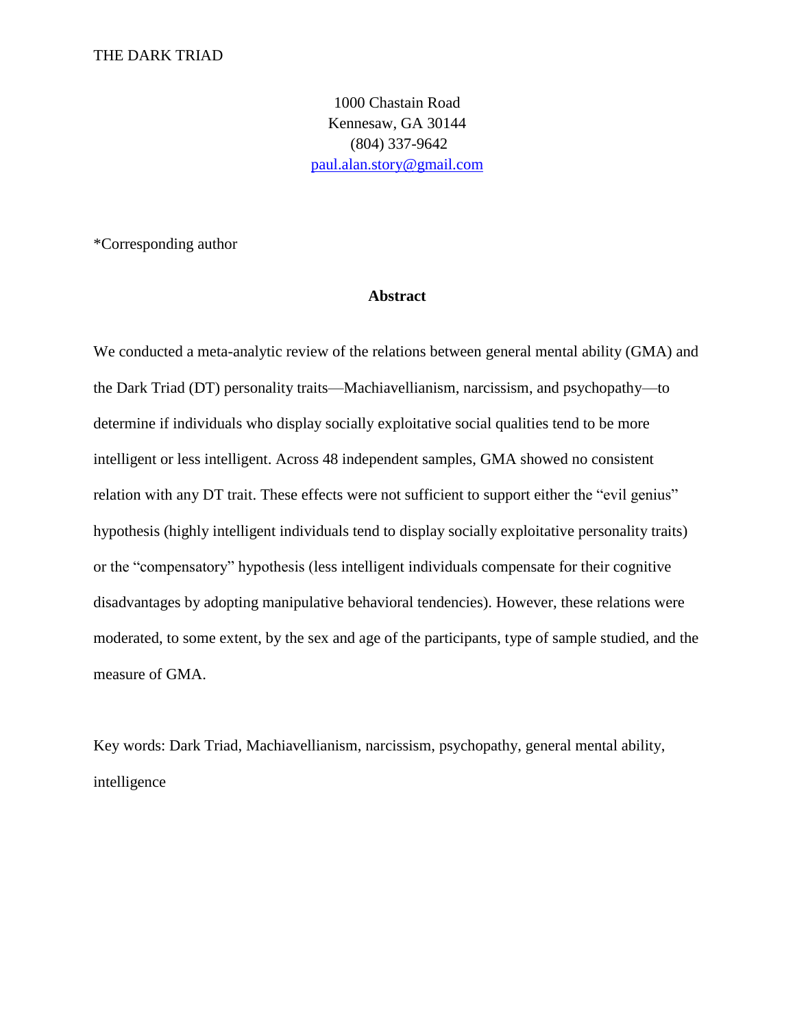1000 Chastain Road
Kennesaw, GA 30144
(804) 337-9642
paul.alan.story@gmail.com

*Corresponding author

## Abstract

We conducted a meta-analytic review of the relations between general mental ability (GMA) and the Dark Triad (DT) personality traits—Machiavellianism, narcissism, and psychopathy—to determine if individuals who display socially exploitative social qualities tend to be more intelligent or less intelligent. Across 48 independent samples, GMA showed no consistent relation with any DT trait. These effects were not sufficient to support either the "evil genius" hypothesis (highly intelligent individuals tend to display socially exploitative personality traits) or the "compensatory" hypothesis (less intelligent individuals compensate for their cognitive disadvantages by adopting manipulative behavioral tendencies). However, these relations were moderated, to some extent, by the sex and age of the participants, type of sample studied, and the measure of GMA.

Key words: Dark Triad, Machiavellianism, narcissism, psychopathy, general mental ability, intelligence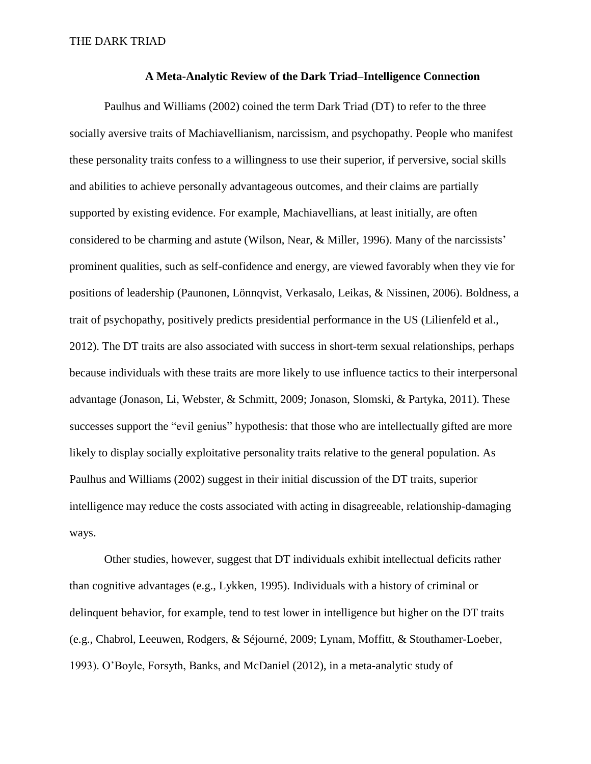## A Meta-Analytic Review of the Dark Triad–Intelligence Connection

Paulhus and Williams (2002) coined the term Dark Triad (DT) to refer to the three socially aversive traits of Machiavellianism, narcissism, and psychopathy. People who manifest these personality traits confess to a willingness to use their superior, if perversive, social skills and abilities to achieve personally advantageous outcomes, and their claims are partially supported by existing evidence. For example, Machiavellians, at least initially, are often considered to be charming and astute (Wilson, Near, & Miller, 1996). Many of the narcissists' prominent qualities, such as self-confidence and energy, are viewed favorably when they vie for positions of leadership (Paunonen, Lönnqvist, Verkasalo, Leikas, & Nissinen, 2006). Boldness, a trait of psychopathy, positively predicts presidential performance in the US (Lilienfeld et al., 2012). The DT traits are also associated with success in short-term sexual relationships, perhaps because individuals with these traits are more likely to use influence tactics to their interpersonal advantage (Jonason, Li, Webster, & Schmitt, 2009; Jonason, Slomski, & Partyka, 2011). These successes support the "evil genius" hypothesis: that those who are intellectually gifted are more likely to display socially exploitative personality traits relative to the general population. As Paulhus and Williams (2002) suggest in their initial discussion of the DT traits, superior intelligence may reduce the costs associated with acting in disagreeable, relationship-damaging ways.

Other studies, however, suggest that DT individuals exhibit intellectual deficits rather than cognitive advantages (e.g., Lykken, 1995). Individuals with a history of criminal or delinquent behavior, for example, tend to test lower in intelligence but higher on the DT traits (e.g., Chabrol, Leeuwen, Rodgers, & Séjourné, 2009; Lynam, Moffitt, & Stouthamer-Loeber, 1993). O'Boyle, Forsyth, Banks, and McDaniel (2012), in a meta-analytic study of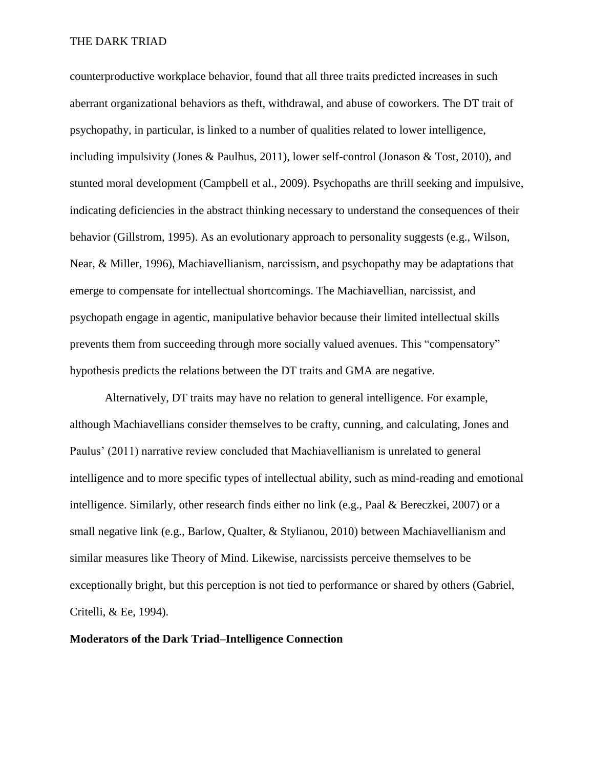counterproductive workplace behavior, found that all three traits predicted increases in such aberrant organizational behaviors as theft, withdrawal, and abuse of coworkers. The DT trait of psychopathy, in particular, is linked to a number of qualities related to lower intelligence, including impulsivity (Jones & Paulhus, 2011), lower self-control (Jonason & Tost, 2010), and stunted moral development (Campbell et al., 2009). Psychopaths are thrill seeking and impulsive, indicating deficiencies in the abstract thinking necessary to understand the consequences of their behavior (Gillstrom, 1995). As an evolutionary approach to personality suggests (e.g., Wilson, Near, & Miller, 1996), Machiavellianism, narcissism, and psychopathy may be adaptations that emerge to compensate for intellectual shortcomings. The Machiavellian, narcissist, and psychopath engage in agentic, manipulative behavior because their limited intellectual skills prevents them from succeeding through more socially valued avenues. This "compensatory" hypothesis predicts the relations between the DT traits and GMA are negative.

Alternatively, DT traits may have no relation to general intelligence. For example, although Machiavellians consider themselves to be crafty, cunning, and calculating, Jones and Paulus' (2011) narrative review concluded that Machiavellianism is unrelated to general intelligence and to more specific types of intellectual ability, such as mind-reading and emotional intelligence. Similarly, other research finds either no link (e.g., Paal & Bereczkei, 2007) or a small negative link (e.g., Barlow, Qualter, & Stylianou, 2010) between Machiavellianism and similar measures like Theory of Mind. Likewise, narcissists perceive themselves to be exceptionally bright, but this perception is not tied to performance or shared by others (Gabriel, Critelli, & Ee, 1994).

**Moderators of the Dark Triad–Intelligence Connection**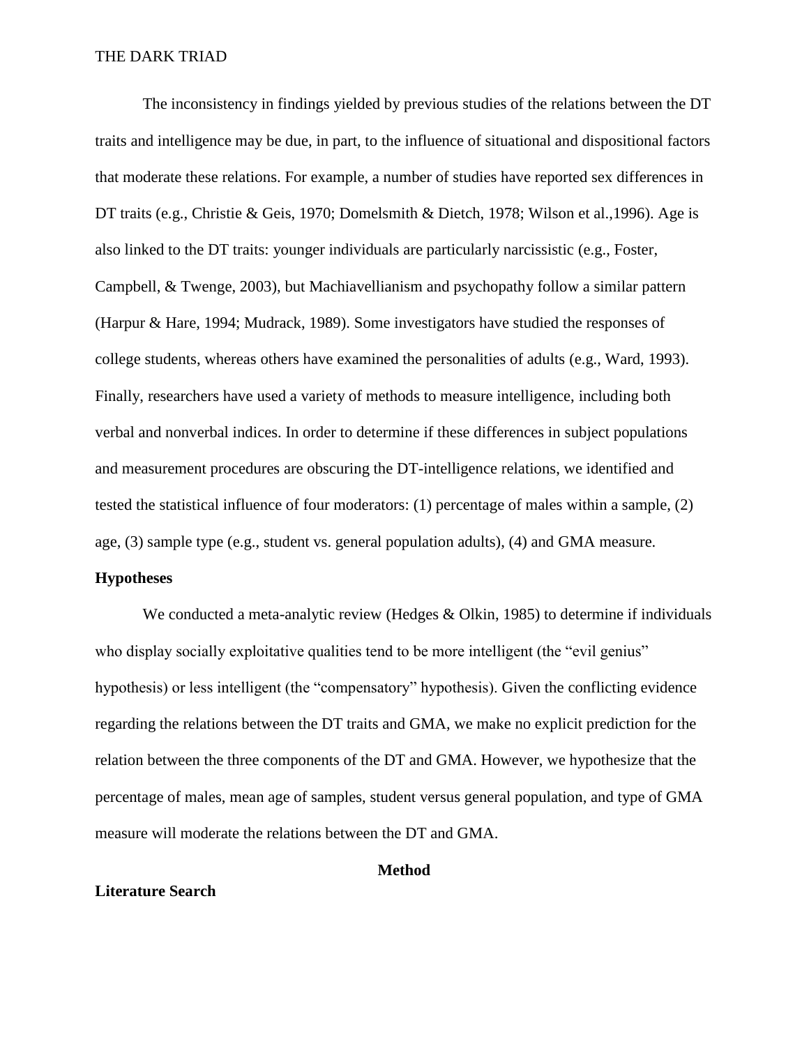The inconsistency in findings yielded by previous studies of the relations between the DT traits and intelligence may be due, in part, to the influence of situational and dispositional factors that moderate these relations. For example, a number of studies have reported sex differences in DT traits (e.g., Christie & Geis, 1970; Domelsmith & Dietch, 1978; Wilson et al.,1996). Age is also linked to the DT traits: younger individuals are particularly narcissistic (e.g., Foster, Campbell, & Twenge, 2003), but Machiavellianism and psychopathy follow a similar pattern (Harpur & Hare, 1994; Mudrack, 1989). Some investigators have studied the responses of college students, whereas others have examined the personalities of adults (e.g., Ward, 1993). Finally, researchers have used a variety of methods to measure intelligence, including both verbal and nonverbal indices. In order to determine if these differences in subject populations and measurement procedures are obscuring the DT-intelligence relations, we identified and tested the statistical influence of four moderators: (1) percentage of males within a sample, (2) age, (3) sample type (e.g., student vs. general population adults), (4) and GMA measure.

## Hypotheses

We conducted a meta-analytic review (Hedges & Olkin, 1985) to determine if individuals who display socially exploitative qualities tend to be more intelligent (the "evil genius" hypothesis) or less intelligent (the "compensatory" hypothesis). Given the conflicting evidence regarding the relations between the DT traits and GMA, we make no explicit prediction for the relation between the three components of the DT and GMA. However, we hypothesize that the percentage of males, mean age of samples, student versus general population, and type of GMA measure will moderate the relations between the DT and GMA.

# Method

## Literature Search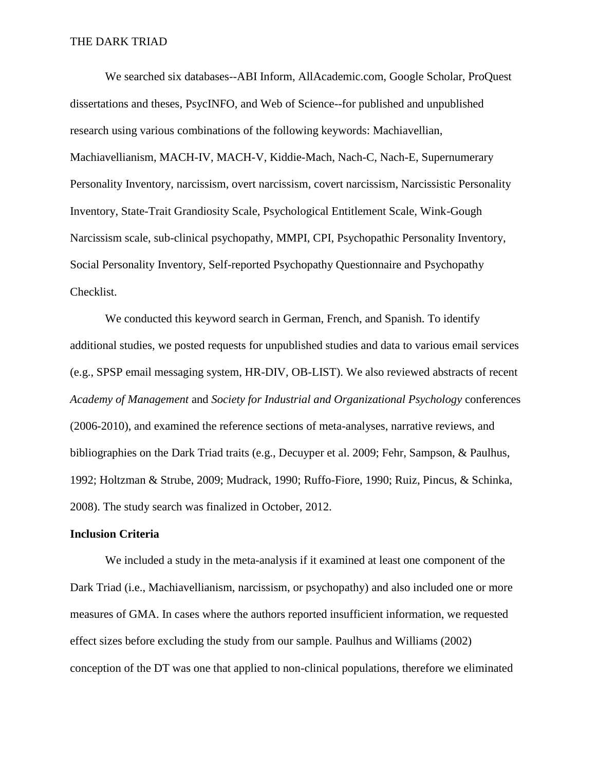We searched six databases--ABI Inform, AllAcademic.com, Google Scholar, ProQuest dissertations and theses, PsycINFO, and Web of Science--for published and unpublished research using various combinations of the following keywords: Machiavellian, Machiavellianism, MACH-IV, MACH-V, Kiddie-Mach, Nach-C, Nach-E, Supernumerary Personality Inventory, narcissism, overt narcissism, covert narcissism, Narcissistic Personality Inventory, State-Trait Grandiosity Scale, Psychological Entitlement Scale, Wink-Gough Narcissism scale, sub-clinical psychopathy, MMPI, CPI, Psychopathic Personality Inventory, Social Personality Inventory, Self-reported Psychopathy Questionnaire and Psychopathy Checklist.

We conducted this keyword search in German, French, and Spanish. To identify additional studies, we posted requests for unpublished studies and data to various email services (e.g., SPSP email messaging system, HR-DIV, OB-LIST). We also reviewed abstracts of recent *Academy of Management* and *Society for Industrial and Organizational Psychology* conferences (2006-2010), and examined the reference sections of meta-analyses, narrative reviews, and bibliographies on the Dark Triad traits (e.g., Decuyper et al. 2009; Fehr, Sampson, & Paulhus, 1992; Holtzman & Strube, 2009; Mudrack, 1990; Ruffo-Fiore, 1990; Ruiz, Pincus, & Schinka, 2008). The study search was finalized in October, 2012.

**Inclusion Criteria**

We included a study in the meta-analysis if it examined at least one component of the Dark Triad (i.e., Machiavellianism, narcissism, or psychopathy) and also included one or more measures of GMA. In cases where the authors reported insufficient information, we requested effect sizes before excluding the study from our sample. Paulhus and Williams (2002) conception of the DT was one that applied to non-clinical populations, therefore we eliminated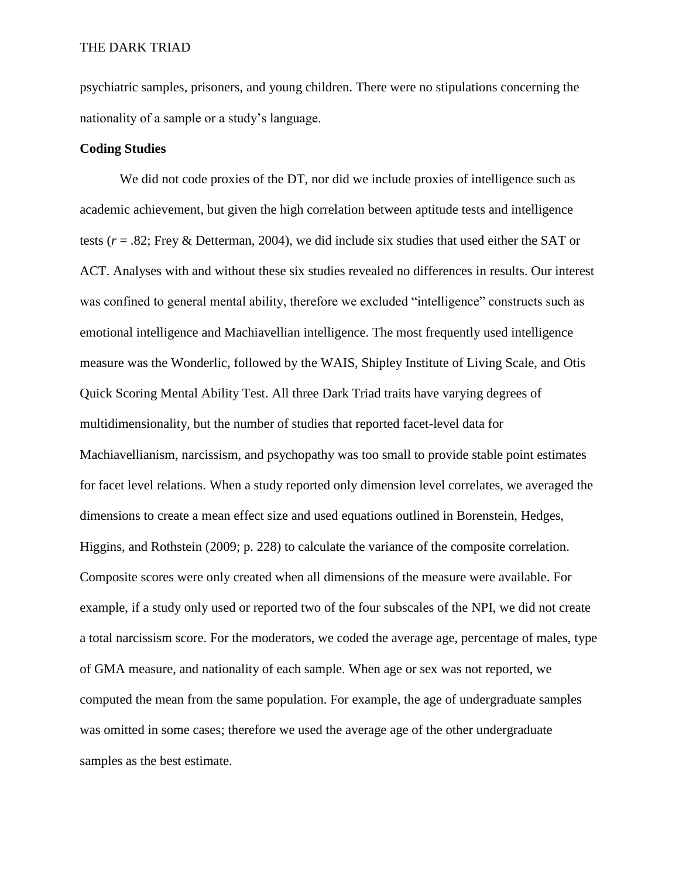psychiatric samples, prisoners, and young children. There were no stipulations concerning the nationality of a sample or a study's language.

**Coding Studies**

We did not code proxies of the DT, nor did we include proxies of intelligence such as academic achievement, but given the high correlation between aptitude tests and intelligence tests (*r* = .82; Frey & Detterman, 2004), we did include six studies that used either the SAT or ACT. Analyses with and without these six studies revealed no differences in results. Our interest was confined to general mental ability, therefore we excluded "intelligence" constructs such as emotional intelligence and Machiavellian intelligence. The most frequently used intelligence measure was the Wonderlic, followed by the WAIS, Shipley Institute of Living Scale, and Otis Quick Scoring Mental Ability Test. All three Dark Triad traits have varying degrees of multidimensionality, but the number of studies that reported facet-level data for Machiavellianism, narcissism, and psychopathy was too small to provide stable point estimates for facet level relations. When a study reported only dimension level correlates, we averaged the dimensions to create a mean effect size and used equations outlined in Borenstein, Hedges, Higgins, and Rothstein (2009; p. 228) to calculate the variance of the composite correlation. Composite scores were only created when all dimensions of the measure were available. For example, if a study only used or reported two of the four subscales of the NPI, we did not create a total narcissism score. For the moderators, we coded the average age, percentage of males, type of GMA measure, and nationality of each sample. When age or sex was not reported, we computed the mean from the same population. For example, the age of undergraduate samples was omitted in some cases; therefore we used the average age of the other undergraduate samples as the best estimate.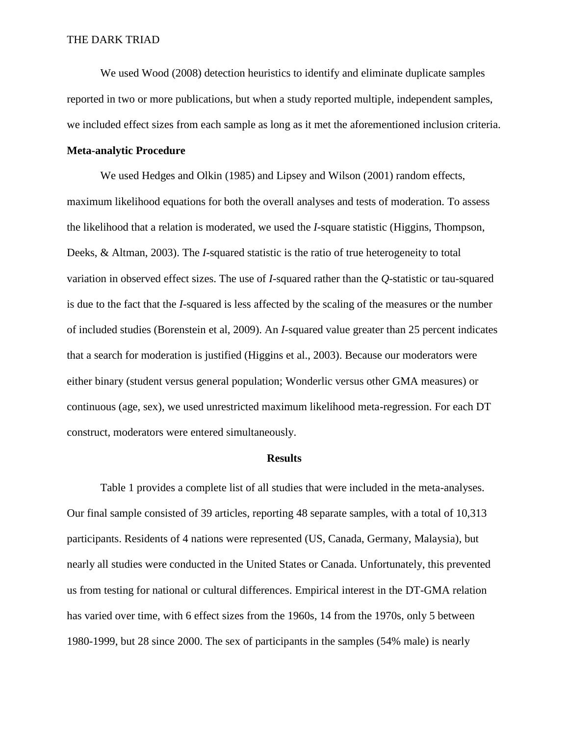We used Wood (2008) detection heuristics to identify and eliminate duplicate samples reported in two or more publications, but when a study reported multiple, independent samples, we included effect sizes from each sample as long as it met the aforementioned inclusion criteria.

**Meta-analytic Procedure**

We used Hedges and Olkin (1985) and Lipsey and Wilson (2001) random effects, maximum likelihood equations for both the overall analyses and tests of moderation. To assess the likelihood that a relation is moderated, we used the *I*-square statistic (Higgins, Thompson, Deeks, & Altman, 2003). The *I*-squared statistic is the ratio of true heterogeneity to total variation in observed effect sizes. The use of *I*-squared rather than the *Q*-statistic or tau-squared is due to the fact that the *I*-squared is less affected by the scaling of the measures or the number of included studies (Borenstein et al, 2009). An *I*-squared value greater than 25 percent indicates that a search for moderation is justified (Higgins et al., 2003). Because our moderators were either binary (student versus general population; Wonderlic versus other GMA measures) or continuous (age, sex), we used unrestricted maximum likelihood meta-regression. For each DT construct, moderators were entered simultaneously.

## Results

Table 1 provides a complete list of all studies that were included in the meta-analyses. Our final sample consisted of 39 articles, reporting 48 separate samples, with a total of 10,313 participants. Residents of 4 nations were represented (US, Canada, Germany, Malaysia), but nearly all studies were conducted in the United States or Canada. Unfortunately, this prevented us from testing for national or cultural differences. Empirical interest in the DT-GMA relation has varied over time, with 6 effect sizes from the 1960s, 14 from the 1970s, only 5 between 1980-1999, but 28 since 2000. The sex of participants in the samples (54% male) is nearly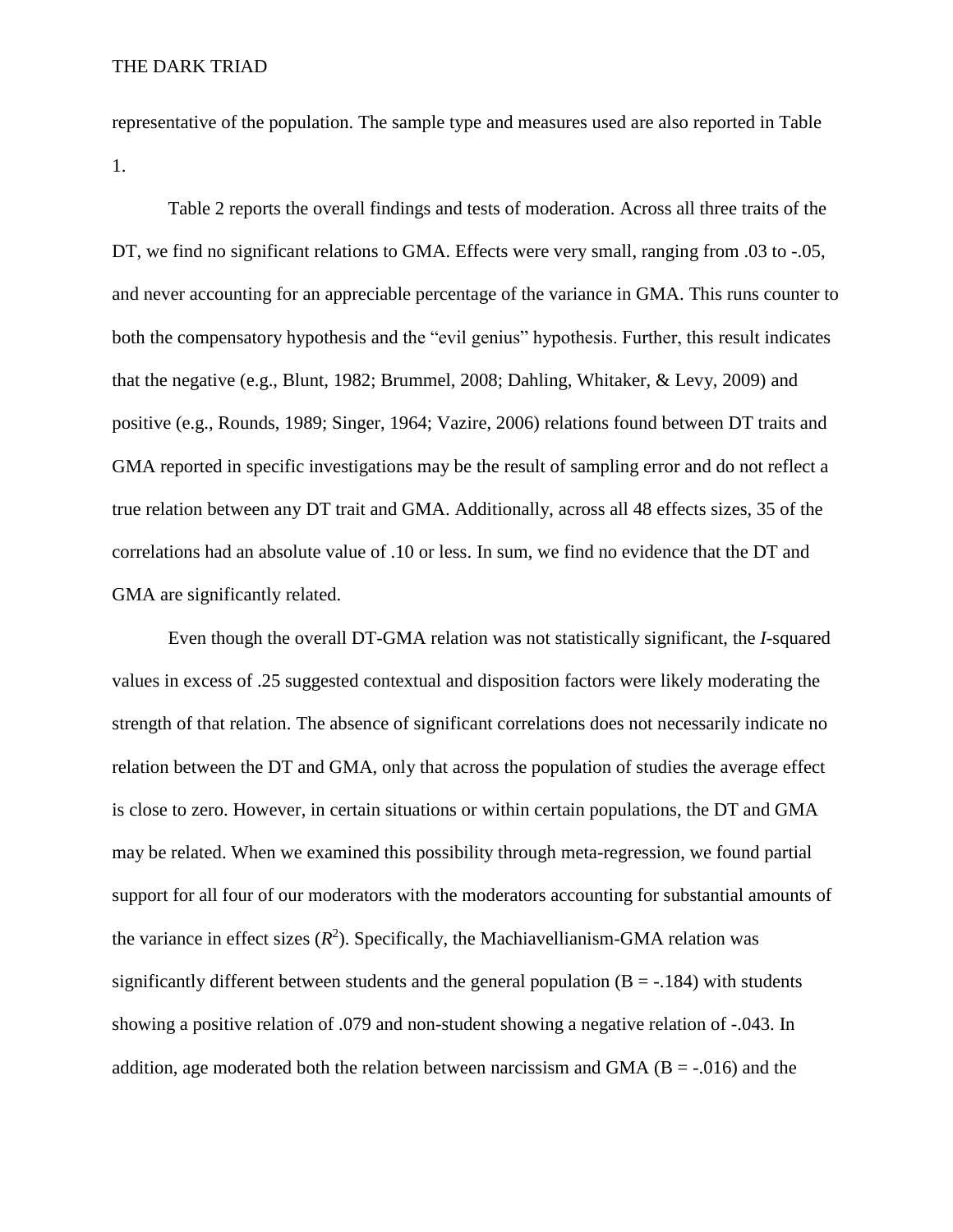representative of the population. The sample type and measures used are also reported in Table 1.

Table 2 reports the overall findings and tests of moderation. Across all three traits of the DT, we find no significant relations to GMA. Effects were very small, ranging from .03 to -.05, and never accounting for an appreciable percentage of the variance in GMA. This runs counter to both the compensatory hypothesis and the "evil genius" hypothesis. Further, this result indicates that the negative (e.g., Blunt, 1982; Brummel, 2008; Dahling, Whitaker, & Levy, 2009) and positive (e.g., Rounds, 1989; Singer, 1964; Vazire, 2006) relations found between DT traits and GMA reported in specific investigations may be the result of sampling error and do not reflect a true relation between any DT trait and GMA. Additionally, across all 48 effects sizes, 35 of the correlations had an absolute value of .10 or less. In sum, we find no evidence that the DT and GMA are significantly related.

Even though the overall DT-GMA relation was not statistically significant, the *I*-squared values in excess of .25 suggested contextual and disposition factors were likely moderating the strength of that relation. The absence of significant correlations does not necessarily indicate no relation between the DT and GMA, only that across the population of studies the average effect is close to zero. However, in certain situations or within certain populations, the DT and GMA may be related. When we examined this possibility through meta-regression, we found partial support for all four of our moderators with the moderators accounting for substantial amounts of the variance in effect sizes ($R^2$). Specifically, the Machiavellianism-GMA relation was significantly different between students and the general population (B = -.184) with students showing a positive relation of .079 and non-student showing a negative relation of -.043. In addition, age moderated both the relation between narcissism and GMA (B = -.016) and the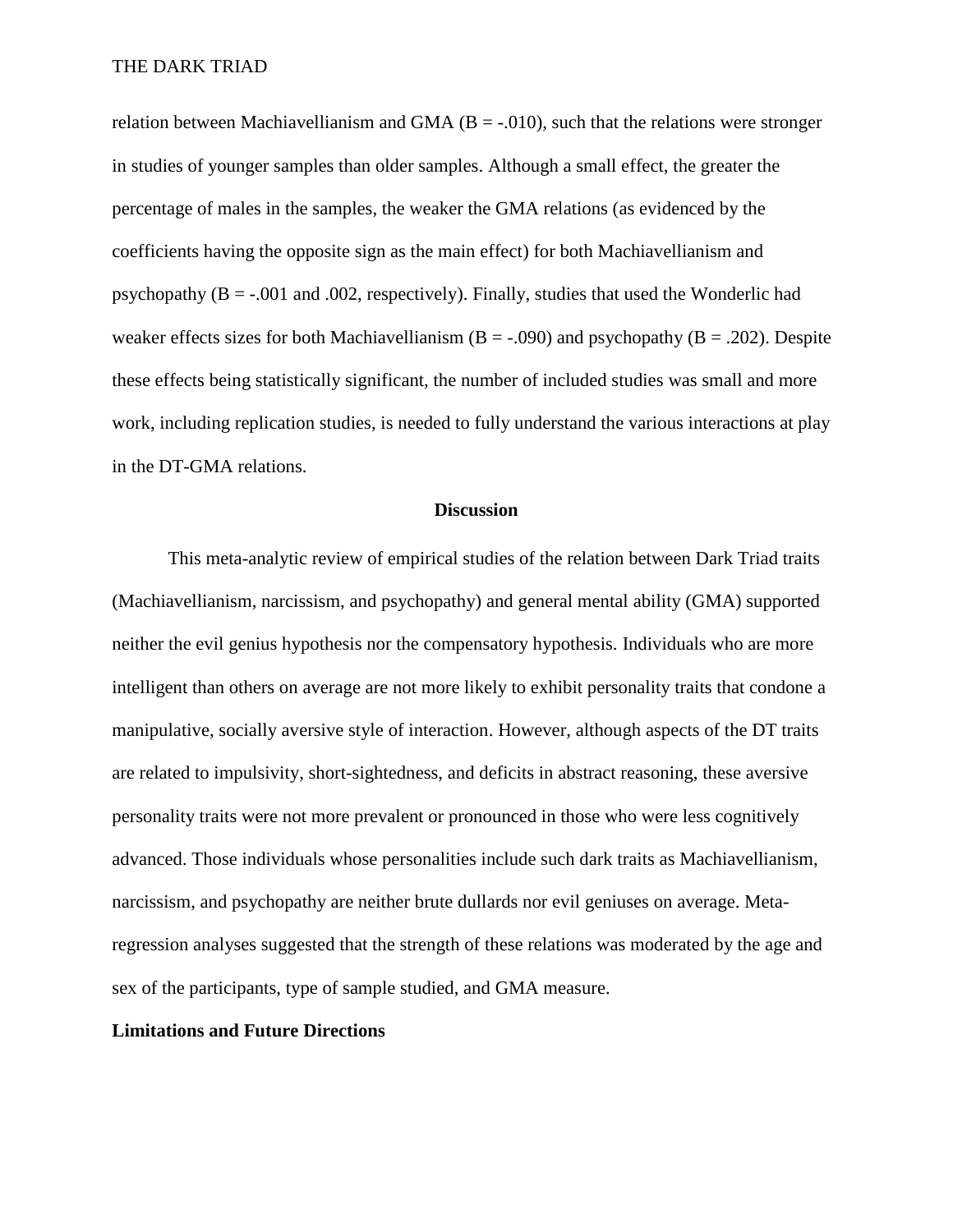relation between Machiavellianism and GMA ($B = -.010$), such that the relations were stronger in studies of younger samples than older samples. Although a small effect, the greater the percentage of males in the samples, the weaker the GMA relations (as evidenced by the coefficients having the opposite sign as the main effect) for both Machiavellianism and psychopathy ($B = -.001$ and $.002$, respectively). Finally, studies that used the Wonderlic had weaker effects sizes for both Machiavellianism ($B = -.090$) and psychopathy ($B = .202$). Despite these effects being statistically significant, the number of included studies was small and more work, including replication studies, is needed to fully understand the various interactions at play in the DT-GMA relations.

## Discussion

This meta-analytic review of empirical studies of the relation between Dark Triad traits (Machiavellianism, narcissism, and psychopathy) and general mental ability (GMA) supported neither the evil genius hypothesis nor the compensatory hypothesis. Individuals who are more intelligent than others on average are not more likely to exhibit personality traits that condone a manipulative, socially aversive style of interaction. However, although aspects of the DT traits are related to impulsivity, short-sightedness, and deficits in abstract reasoning, these aversive personality traits were not more prevalent or pronounced in those who were less cognitively advanced. Those individuals whose personalities include such dark traits as Machiavellianism, narcissism, and psychopathy are neither brute dullards nor evil geniuses on average. Meta-regression analyses suggested that the strength of these relations was moderated by the age and sex of the participants, type of sample studied, and GMA measure.

### Limitations and Future Directions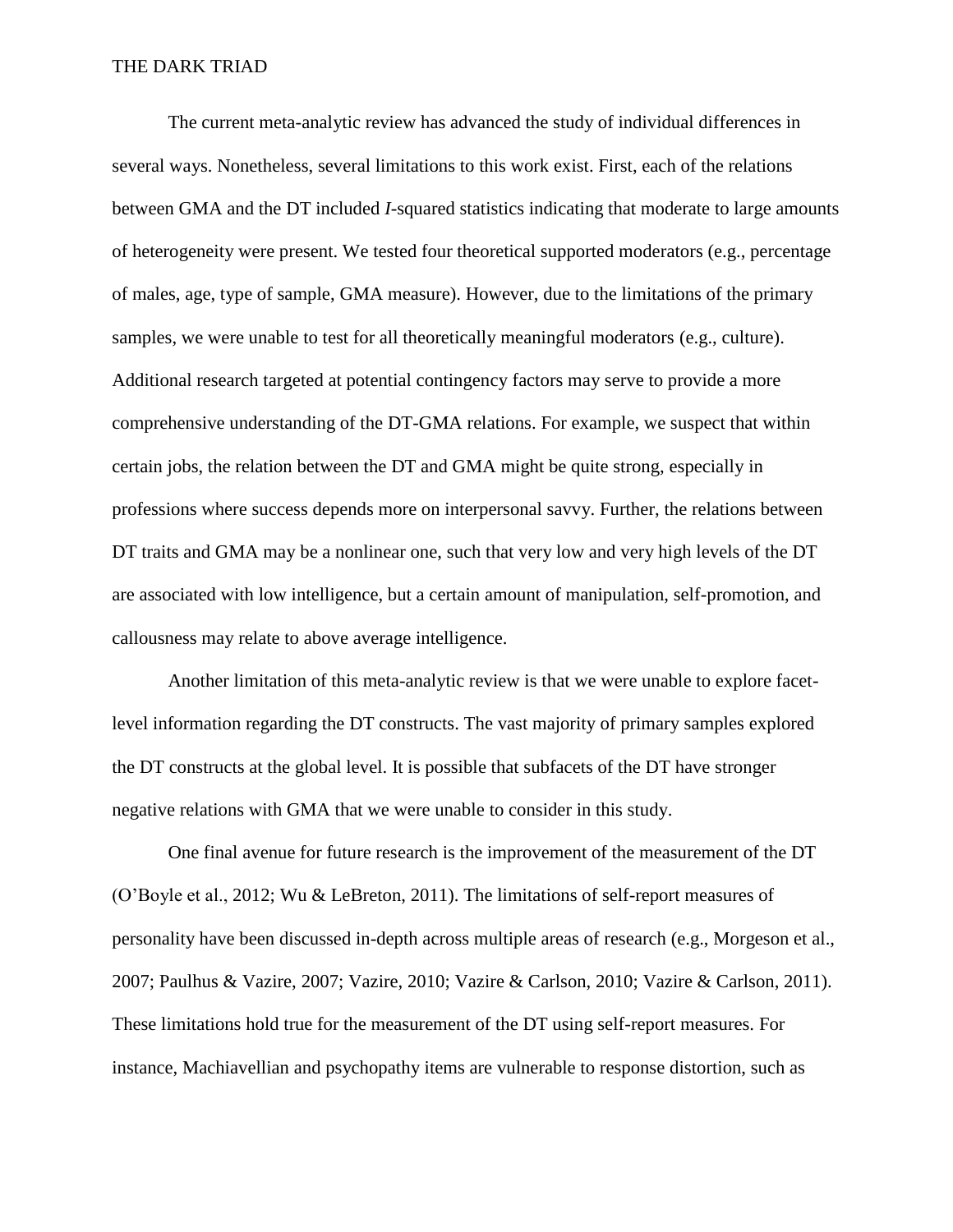The current meta-analytic review has advanced the study of individual differences in several ways. Nonetheless, several limitations to this work exist. First, each of the relations between GMA and the DT included *I*-squared statistics indicating that moderate to large amounts of heterogeneity were present. We tested four theoretical supported moderators (e.g., percentage of males, age, type of sample, GMA measure). However, due to the limitations of the primary samples, we were unable to test for all theoretically meaningful moderators (e.g., culture). Additional research targeted at potential contingency factors may serve to provide a more comprehensive understanding of the DT-GMA relations. For example, we suspect that within certain jobs, the relation between the DT and GMA might be quite strong, especially in professions where success depends more on interpersonal savvy. Further, the relations between DT traits and GMA may be a nonlinear one, such that very low and very high levels of the DT are associated with low intelligence, but a certain amount of manipulation, self-promotion, and callousness may relate to above average intelligence.

Another limitation of this meta-analytic review is that we were unable to explore facet-level information regarding the DT constructs. The vast majority of primary samples explored the DT constructs at the global level. It is possible that subfacets of the DT have stronger negative relations with GMA that we were unable to consider in this study.

One final avenue for future research is the improvement of the measurement of the DT (O'Boyle et al., 2012; Wu & LeBreton, 2011). The limitations of self-report measures of personality have been discussed in-depth across multiple areas of research (e.g., Morgeson et al., 2007; Paulhus & Vazire, 2007; Vazire, 2010; Vazire & Carlson, 2010; Vazire & Carlson, 2011). These limitations hold true for the measurement of the DT using self-report measures. For instance, Machiavellian and psychopathy items are vulnerable to response distortion, such as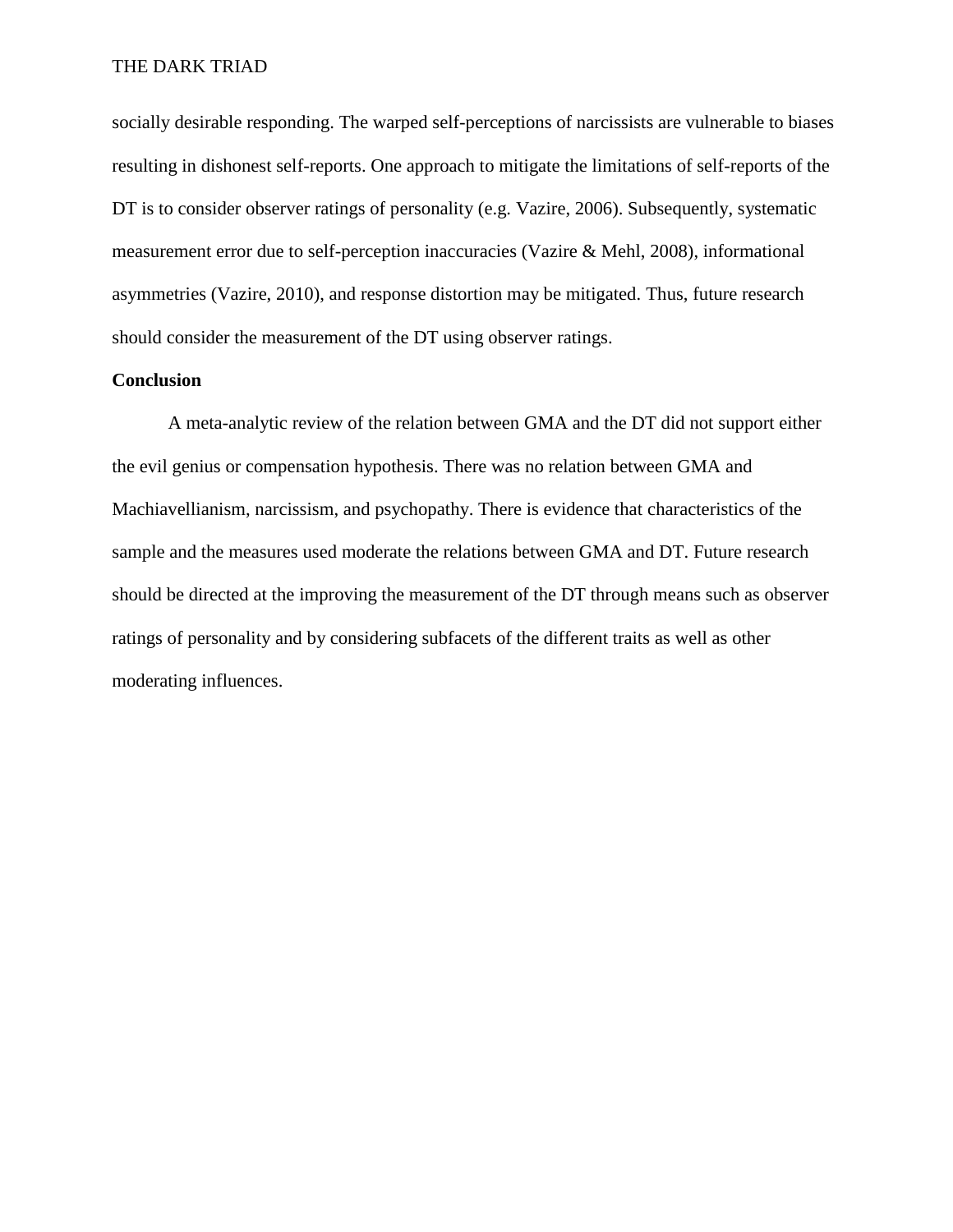socially desirable responding. The warped self-perceptions of narcissists are vulnerable to biases resulting in dishonest self-reports. One approach to mitigate the limitations of self-reports of the DT is to consider observer ratings of personality (e.g. Vazire, 2006). Subsequently, systematic measurement error due to self-perception inaccuracies (Vazire & Mehl, 2008), informational asymmetries (Vazire, 2010), and response distortion may be mitigated. Thus, future research should consider the measurement of the DT using observer ratings.

**Conclusion**

A meta-analytic review of the relation between GMA and the DT did not support either the evil genius or compensation hypothesis. There was no relation between GMA and Machiavellianism, narcissism, and psychopathy. There is evidence that characteristics of the sample and the measures used moderate the relations between GMA and DT. Future research should be directed at the improving the measurement of the DT through means such as observer ratings of personality and by considering subfacets of the different traits as well as other moderating influences.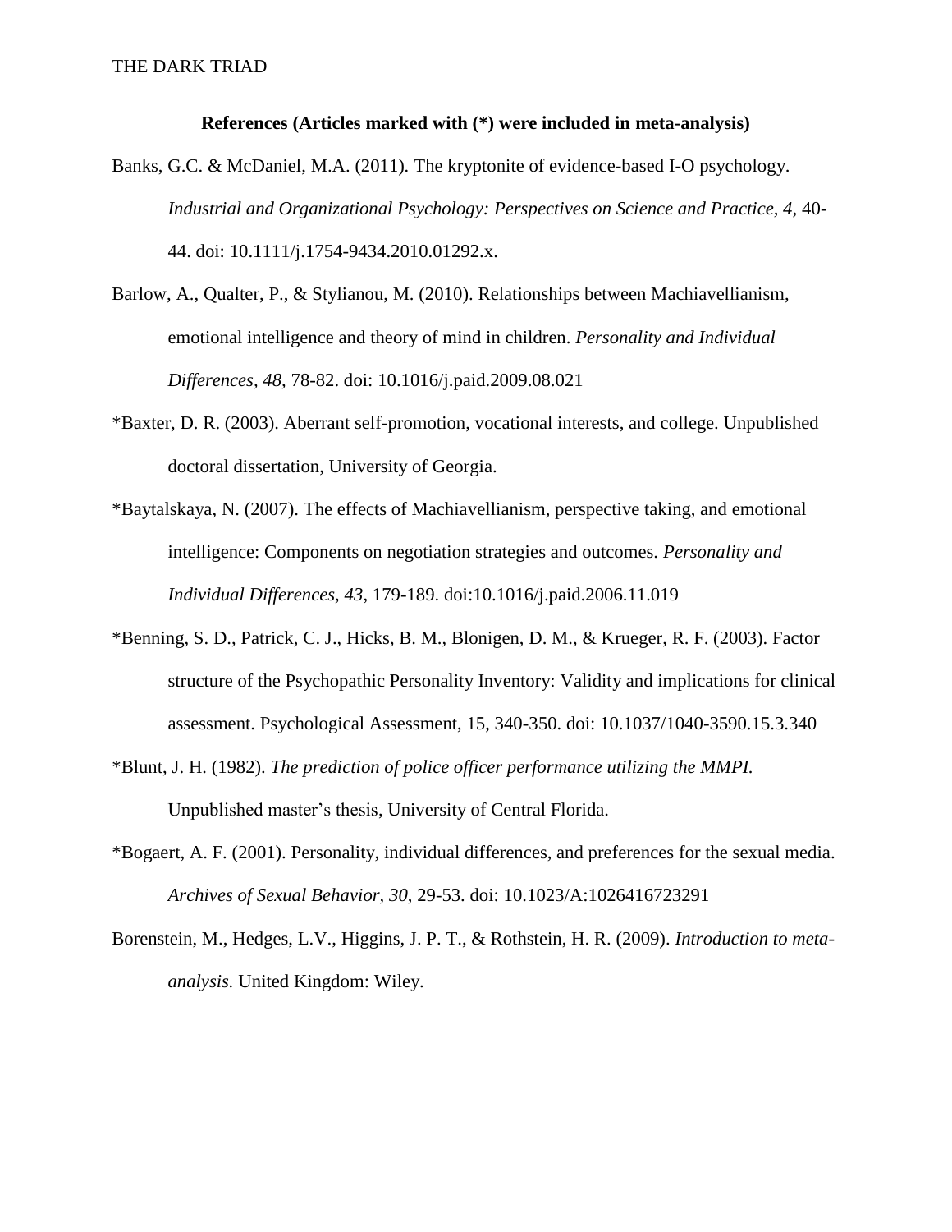**References (Articles marked with (*) were included in meta-analysis)**

Banks, G.C. & McDaniel, M.A. (2011). The kryptonite of evidence-based I-O psychology. *Industrial and Organizational Psychology: Perspectives on Science and Practice, 4*, 40-44. doi: 10.1111/j.1754-9434.2010.01292.x.

Barlow, A., Qualter, P., & Stylianou, M. (2010). Relationships between Machiavellianism, emotional intelligence and theory of mind in children. *Personality and Individual Differences, 48*, 78-82. doi: 10.1016/j.paid.2009.08.021

*Baxter, D. R. (2003). Aberrant self-promotion, vocational interests, and college. Unpublished doctoral dissertation, University of Georgia.

*Baytalskaya, N. (2007). The effects of Machiavellianism, perspective taking, and emotional intelligence: Components on negotiation strategies and outcomes. *Personality and Individual Differences, 43*, 179-189. doi:10.1016/j.paid.2006.11.019

*Benning, S. D., Patrick, C. J., Hicks, B. M., Blonigen, D. M., & Krueger, R. F. (2003). Factor structure of the Psychopathic Personality Inventory: Validity and implications for clinical assessment. Psychological Assessment, 15, 340-350. doi: 10.1037/1040-3590.15.3.340

*Blunt, J. H. (1982). *The prediction of police officer performance utilizing the MMPI.* Unpublished master's thesis, University of Central Florida.

*Bogaert, A. F. (2001). Personality, individual differences, and preferences for the sexual media. *Archives of Sexual Behavior, 30*, 29-53. doi: 10.1023/A:1026416723291

Borenstein, M., Hedges, L.V., Higgins, J. P. T., & Rothstein, H. R. (2009). *Introduction to meta-analysis.* United Kingdom: Wiley.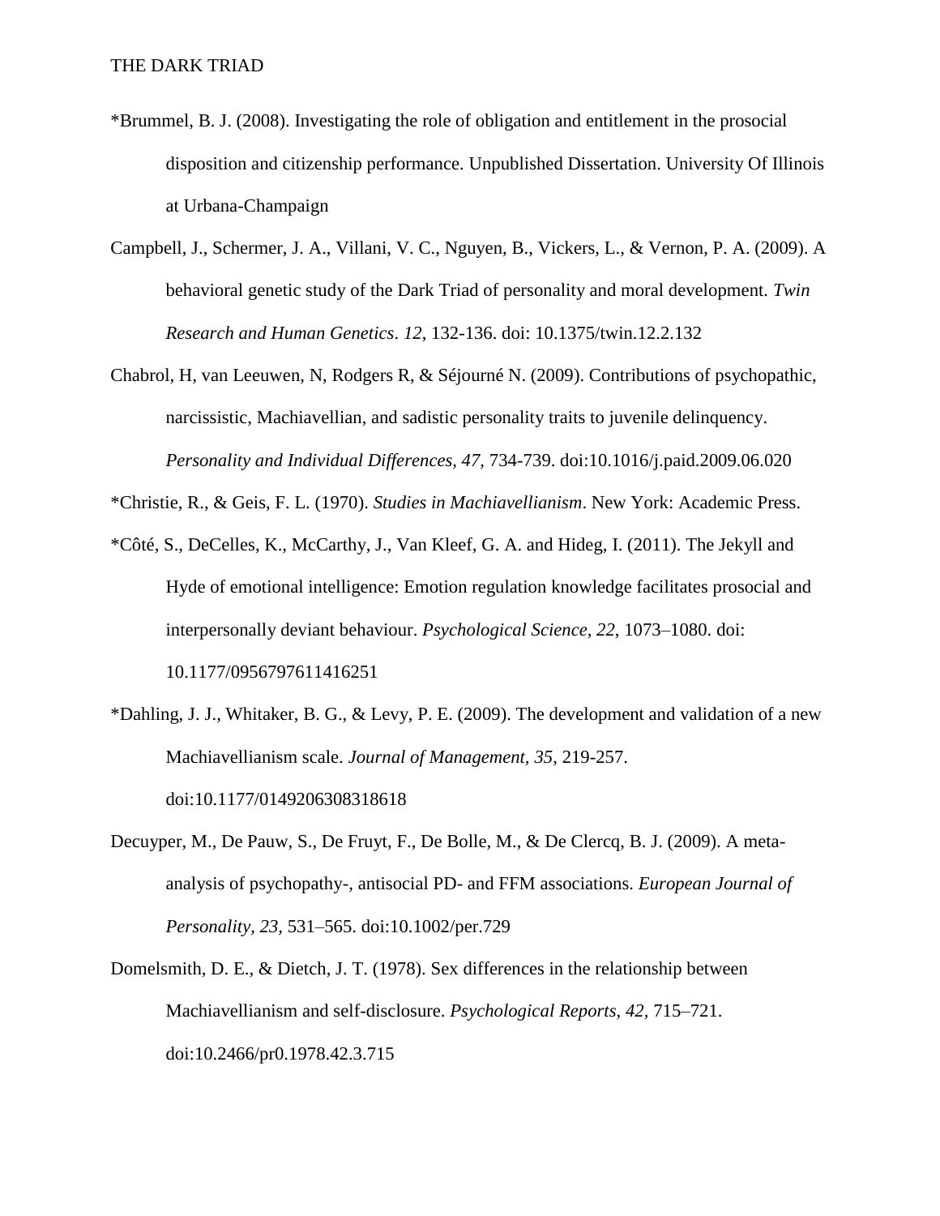*Brummel, B. J. (2008). Investigating the role of obligation and entitlement in the prosocial disposition and citizenship performance. Unpublished Dissertation. University Of Illinois at Urbana-Champaign

Campbell, J., Schermer, J. A., Villani, V. C., Nguyen, B., Vickers, L., & Vernon, P. A. (2009). A behavioral genetic study of the Dark Triad of personality and moral development. *Twin Research and Human Genetics*. *12*, 132-136. doi: 10.1375/twin.12.2.132

Chabrol, H, van Leeuwen, N, Rodgers R, & Séjourné N. (2009). Contributions of psychopathic, narcissistic, Machiavellian, and sadistic personality traits to juvenile delinquency. *Personality and Individual Differences, 47,* 734-739. doi:10.1016/j.paid.2009.06.020

*Christie, R., & Geis, F. L. (1970). *Studies in Machiavellianism*. New York: Academic Press.

*Côté, S., DeCelles, K., McCarthy, J., Van Kleef, G. A. and Hideg, I. (2011). The Jekyll and Hyde of emotional intelligence: Emotion regulation knowledge facilitates prosocial and interpersonally deviant behaviour. *Psychological Science, 22*, 1073–1080. doi: 10.1177/0956797611416251

*Dahling, J. J., Whitaker, B. G., & Levy, P. E. (2009). The development and validation of a new Machiavellianism scale. *Journal of Management, 35*, 219-257. doi:10.1177/0149206308318618

Decuyper, M., De Pauw, S., De Fruyt, F., De Bolle, M., & De Clercq, B. J. (2009). A meta-analysis of psychopathy-, antisocial PD- and FFM associations. *European Journal of Personality, 23*, 531–565. doi:10.1002/per.729

Domelsmith, D. E., & Dietch, J. T. (1978). Sex differences in the relationship between Machiavellianism and self-disclosure. *Psychological Reports, 42*, 715–721. doi:10.2466/pr0.1978.42.3.715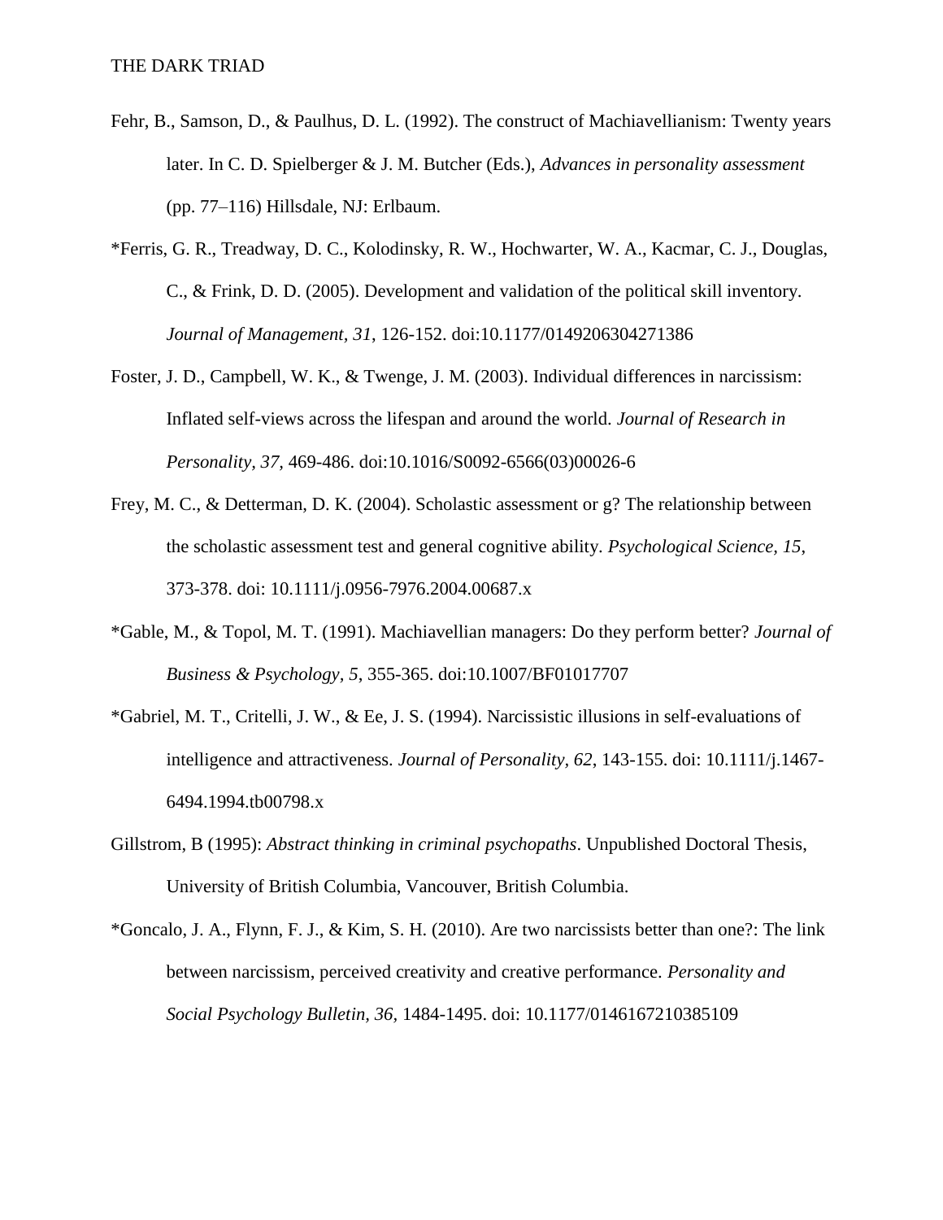Fehr, B., Samson, D., & Paulhus, D. L. (1992). The construct of Machiavellianism: Twenty years later. In C. D. Spielberger & J. M. Butcher (Eds.), *Advances in personality assessment* (pp. 77–116) Hillsdale, NJ: Erlbaum.

*Ferris, G. R., Treadway, D. C., Kolodinsky, R. W., Hochwarter, W. A., Kacmar, C. J., Douglas, C., & Frink, D. D. (2005). Development and validation of the political skill inventory. *Journal of Management, 31*, 126-152. doi:10.1177/0149206304271386

Foster, J. D., Campbell, W. K., & Twenge, J. M. (2003). Individual differences in narcissism: Inflated self-views across the lifespan and around the world. *Journal of Research in Personality, 37*, 469-486. doi:10.1016/S0092-6566(03)00026-6

Frey, M. C., & Detterman, D. K. (2004). Scholastic assessment or g? The relationship between the scholastic assessment test and general cognitive ability. *Psychological Science, 15*, 373-378. doi: 10.1111/j.0956-7976.2004.00687.x

*Gable, M., & Topol, M. T. (1991). Machiavellian managers: Do they perform better? *Journal of Business & Psychology, 5*, 355-365. doi:10.1007/BF01017707

*Gabriel, M. T., Critelli, J. W., & Ee, J. S. (1994). Narcissistic illusions in self-evaluations of intelligence and attractiveness. *Journal of Personality, 62*, 143-155. doi: 10.1111/j.1467-6494.1994.tb00798.x

Gillstrom, B (1995): *Abstract thinking in criminal psychopaths*. Unpublished Doctoral Thesis, University of British Columbia, Vancouver, British Columbia.

*Goncalo, J. A., Flynn, F. J., & Kim, S. H. (2010). Are two narcissists better than one?: The link between narcissism, perceived creativity and creative performance. *Personality and Social Psychology Bulletin, 36*, 1484-1495. doi: 10.1177/0146167210385109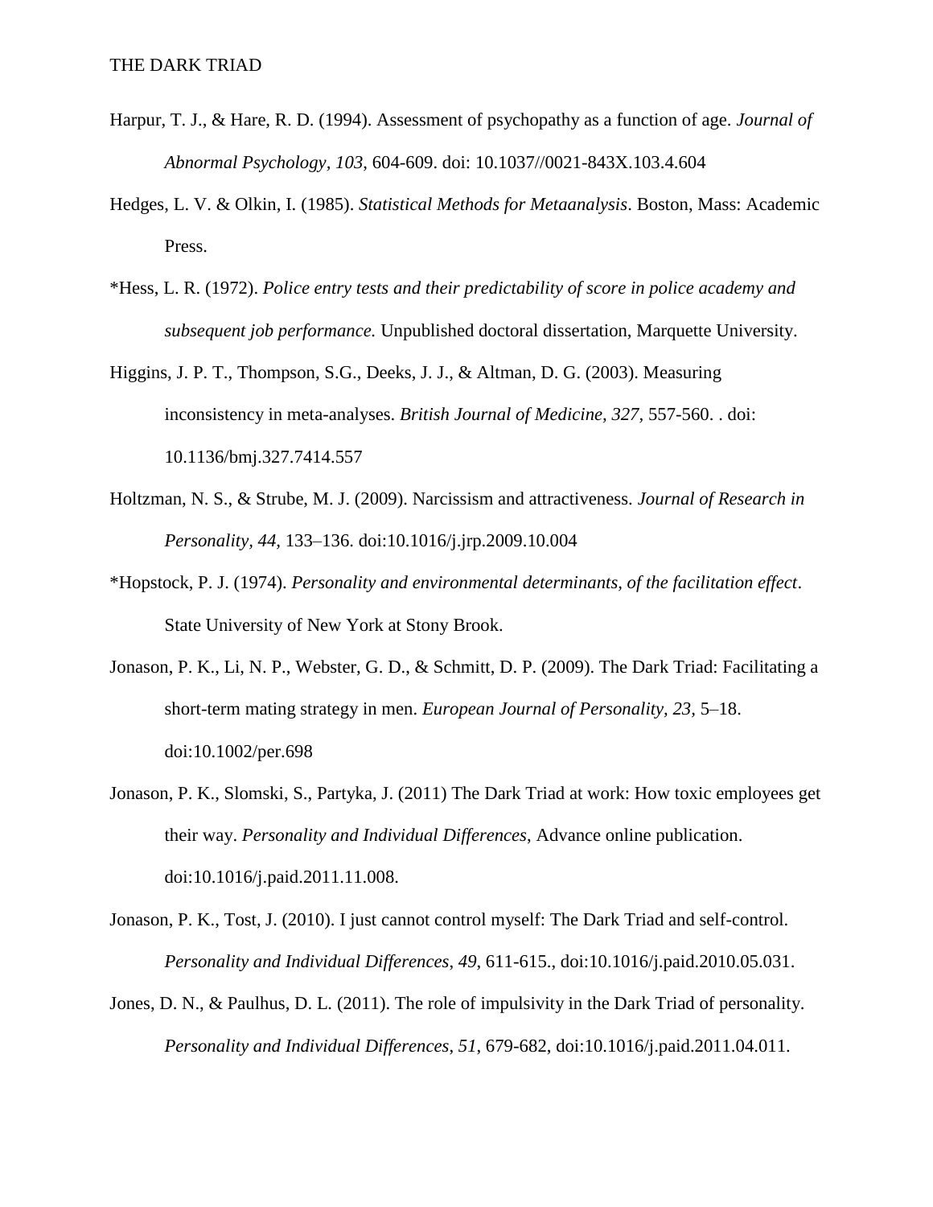Harpur, T. J., & Hare, R. D. (1994). Assessment of psychopathy as a function of age. *Journal of Abnormal Psychology, 103,* 604-609. doi: 10.1037//0021-843X.103.4.604

Hedges, L. V. & Olkin, I. (1985). *Statistical Methods for Metaanalysis*. Boston, Mass: Academic Press.

*Hess, L. R. (1972). *Police entry tests and their predictability of score in police academy and subsequent job performance.* Unpublished doctoral dissertation, Marquette University.

Higgins, J. P. T., Thompson, S.G., Deeks, J. J., & Altman, D. G. (2003). Measuring inconsistency in meta-analyses. *British Journal of Medicine, 327,* 557-560. . doi: 10.1136/bmj.327.7414.557

Holtzman, N. S., & Strube, M. J. (2009). Narcissism and attractiveness. *Journal of Research in Personality, 44*, 133–136. doi:10.1016/j.jrp.2009.10.004

*Hopstock, P. J. (1974). *Personality and environmental determinants, of the facilitation effect*. State University of New York at Stony Brook.

Jonason, P. K., Li, N. P., Webster, G. D., & Schmitt, D. P. (2009). The Dark Triad: Facilitating a short-term mating strategy in men. *European Journal of Personality, 23,* 5–18. doi:10.1002/per.698

Jonason, P. K., Slomski, S., Partyka, J. (2011) The Dark Triad at work: How toxic employees get their way. *Personality and Individual Differences*, Advance online publication. doi:10.1016/j.paid.2011.11.008.

Jonason, P. K., Tost, J. (2010). I just cannot control myself: The Dark Triad and self-control. *Personality and Individual Differences*, *49*, 611-615., doi:10.1016/j.paid.2010.05.031.

Jones, D. N., & Paulhus, D. L. (2011). The role of impulsivity in the Dark Triad of personality. *Personality and Individual Differences*, *51*, 679-682, doi:10.1016/j.paid.2011.04.011.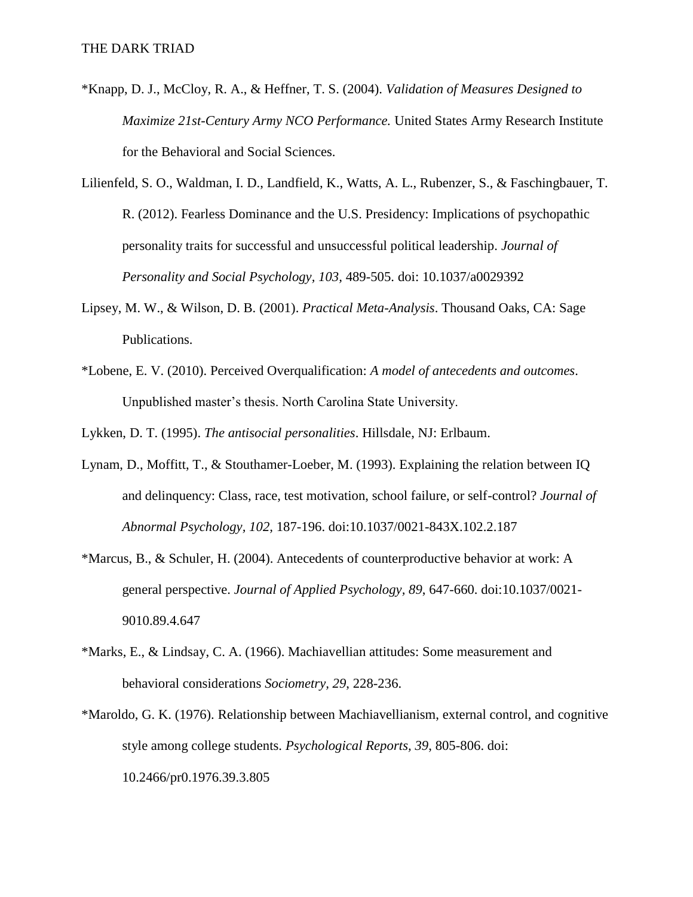*Knapp, D. J., McCloy, R. A., & Heffner, T. S. (2004). *Validation of Measures Designed to Maximize 21st-Century Army NCO Performance.* United States Army Research Institute for the Behavioral and Social Sciences.

Lilienfeld, S. O., Waldman, I. D., Landfield, K., Watts, A. L., Rubenzer, S., & Faschingbauer, T. R. (2012). Fearless Dominance and the U.S. Presidency: Implications of psychopathic personality traits for successful and unsuccessful political leadership. *Journal of Personality and Social Psychology, 103*, 489-505. doi: 10.1037/a0029392

Lipsey, M. W., & Wilson, D. B. (2001). *Practical Meta-Analysis*. Thousand Oaks, CA: Sage Publications.

*Lobene, E. V. (2010). Perceived Overqualification: *A model of antecedents and outcomes*. Unpublished master's thesis. North Carolina State University.

Lykken, D. T. (1995). *The antisocial personalities*. Hillsdale, NJ: Erlbaum.

Lynam, D., Moffitt, T., & Stouthamer-Loeber, M. (1993). Explaining the relation between IQ and delinquency: Class, race, test motivation, school failure, or self-control? *Journal of Abnormal Psychology, 102*, 187-196. doi:10.1037/0021-843X.102.2.187

*Marcus, B., & Schuler, H. (2004). Antecedents of counterproductive behavior at work: A general perspective. *Journal of Applied Psychology, 89*, 647-660. doi:10.1037/0021-9010.89.4.647

*Marks, E., & Lindsay, C. A. (1966). Machiavellian attitudes: Some measurement and behavioral considerations *Sociometry, 29*, 228-236.

*Maroldo, G. K. (1976). Relationship between Machiavellianism, external control, and cognitive style among college students. *Psychological Reports, 39*, 805-806. doi: 10.2466/pr0.1976.39.3.805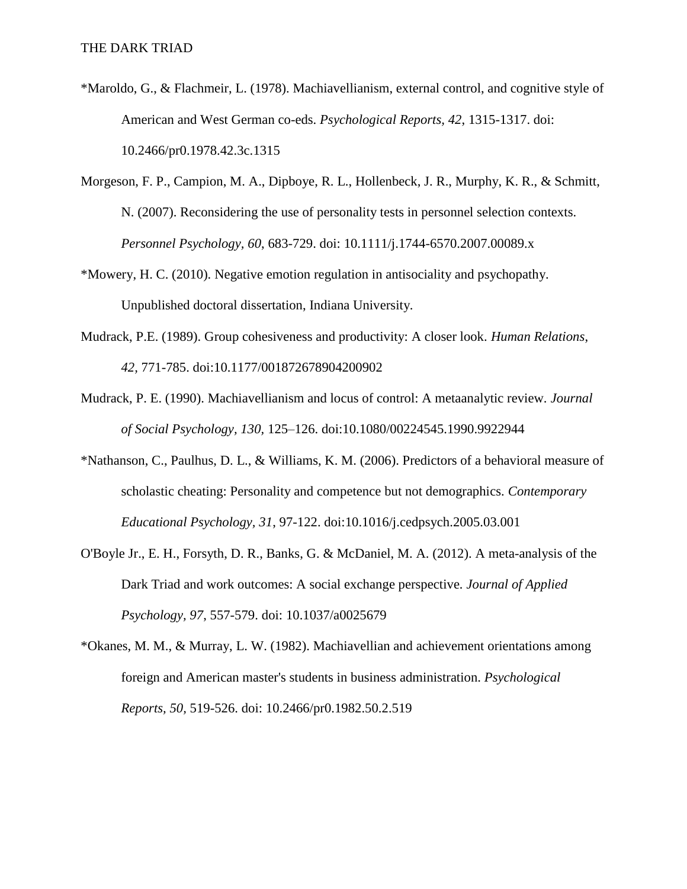*Maroldo, G., & Flachmeir, L. (1978). Machiavellianism, external control, and cognitive style of American and West German co-eds. *Psychological Reports, 42,* 1315-1317. doi: 10.2466/pr0.1978.42.3c.1315

Morgeson, F. P., Campion, M. A., Dipboye, R. L., Hollenbeck, J. R., Murphy, K. R., & Schmitt, N. (2007). Reconsidering the use of personality tests in personnel selection contexts. *Personnel Psychology, 60*, 683-729. doi: 10.1111/j.1744-6570.2007.00089.x

*Mowery, H. C. (2010). Negative emotion regulation in antisociality and psychopathy. Unpublished doctoral dissertation, Indiana University.

Mudrack, P.E. (1989). Group cohesiveness and productivity: A closer look. *Human Relations*, *42,* 771-785. doi:10.1177/001872678904200902

Mudrack, P. E. (1990). Machiavellianism and locus of control: A metaanalytic review. *Journal of Social Psychology, 130,* 125–126. doi:10.1080/00224545.1990.9922944

*Nathanson, C., Paulhus, D. L., & Williams, K. M. (2006). Predictors of a behavioral measure of scholastic cheating: Personality and competence but not demographics. *Contemporary Educational Psychology*, *31,* 97-122. doi:10.1016/j.cedpsych.2005.03.001

O'Boyle Jr., E. H., Forsyth, D. R., Banks, G. & McDaniel, M. A. (2012). A meta-analysis of the Dark Triad and work outcomes: A social exchange perspective. *Journal of Applied Psychology, 97*, 557-579. doi: 10.1037/a0025679

*Okanes, M. M., & Murray, L. W. (1982). Machiavellian and achievement orientations among foreign and American master's students in business administration. *Psychological Reports, 50,* 519-526. doi: 10.2466/pr0.1982.50.2.519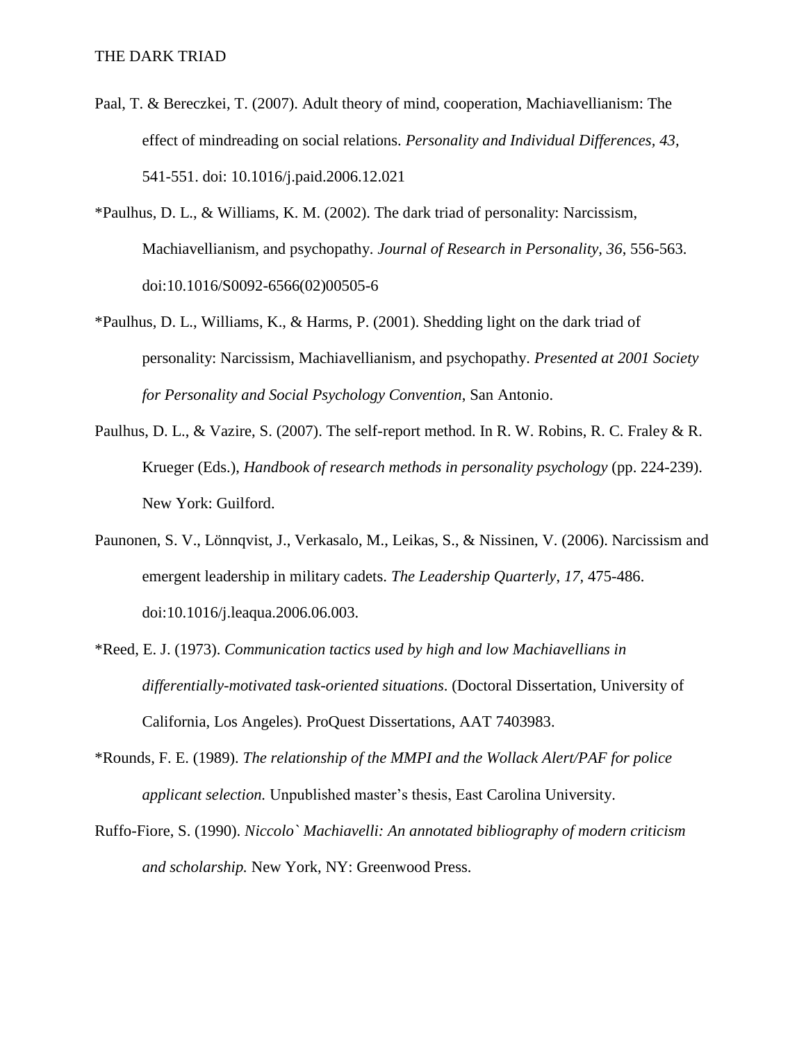Paal, T. & Bereczkei, T. (2007). Adult theory of mind, cooperation, Machiavellianism: The effect of mindreading on social relations. *Personality and Individual Differences*, *43*, 541-551. doi: 10.1016/j.paid.2006.12.021

*Paulhus, D. L., & Williams, K. M. (2002). The dark triad of personality: Narcissism, Machiavellianism, and psychopathy. *Journal of Research in Personality, 36*, 556-563. doi:10.1016/S0092-6566(02)00505-6

*Paulhus, D. L., Williams, K., & Harms, P. (2001). Shedding light on the dark triad of personality: Narcissism, Machiavellianism, and psychopathy. *Presented at 2001 Society for Personality and Social Psychology Convention*, San Antonio.

Paulhus, D. L., & Vazire, S. (2007). The self-report method. In R. W. Robins, R. C. Fraley & R. Krueger (Eds.), *Handbook of research methods in personality psychology* (pp. 224-239). New York: Guilford.

Paunonen, S. V., Lönnqvist, J., Verkasalo, M., Leikas, S., & Nissinen, V. (2006). Narcissism and emergent leadership in military cadets. *The Leadership Quarterly*, *17*, 475-486. doi:10.1016/j.leaqua.2006.06.003.

*Reed, E. J. (1973). *Communication tactics used by high and low Machiavellians in differentially-motivated task-oriented situations*. (Doctoral Dissertation, University of California, Los Angeles). ProQuest Dissertations, AAT 7403983.

*Rounds, F. E. (1989). *The relationship of the MMPI and the Wollack Alert/PAF for police applicant selection.* Unpublished master's thesis, East Carolina University.

Ruffo-Fiore, S. (1990). *Niccolo` Machiavelli: An annotated bibliography of modern criticism and scholarship.* New York, NY: Greenwood Press.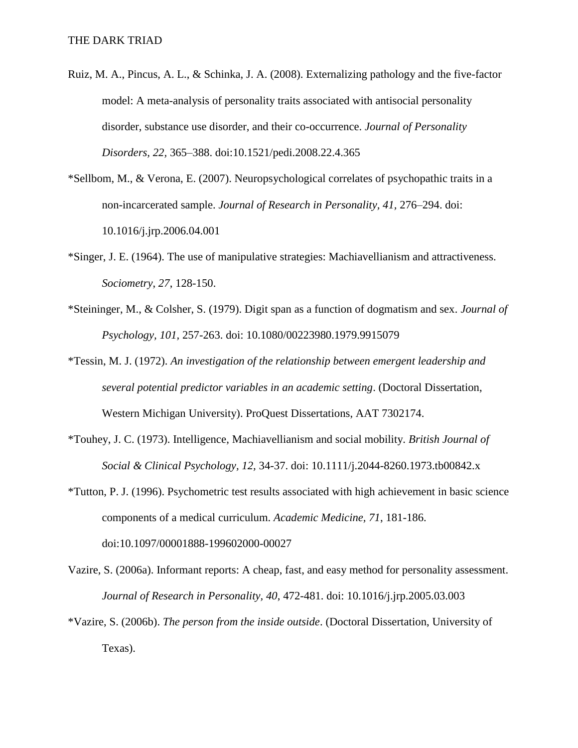Ruiz, M. A., Pincus, A. L., & Schinka, J. A. (2008). Externalizing pathology and the five-factor model: A meta-analysis of personality traits associated with antisocial personality disorder, substance use disorder, and their co-occurrence. *Journal of Personality Disorders, 22,* 365–388. doi:10.1521/pedi.2008.22.4.365

*Sellbom, M., & Verona, E. (2007). Neuropsychological correlates of psychopathic traits in a non-incarcerated sample. *Journal of Research in Personality, 41,* 276–294. doi: 10.1016/j.jrp.2006.04.001

*Singer, J. E. (1964). The use of manipulative strategies: Machiavellianism and attractiveness. *Sociometry, 27*, 128-150.

*Steininger, M., & Colsher, S. (1979). Digit span as a function of dogmatism and sex. *Journal of Psychology, 101,* 257-263. doi: 10.1080/00223980.1979.9915079

*Tessin, M. J. (1972). *An investigation of the relationship between emergent leadership and several potential predictor variables in an academic setting*. (Doctoral Dissertation, Western Michigan University). ProQuest Dissertations, AAT 7302174.

*Touhey, J. C. (1973). Intelligence, Machiavellianism and social mobility. *British Journal of Social & Clinical Psychology, 12,* 34-37. doi: 10.1111/j.2044-8260.1973.tb00842.x

*Tutton, P. J. (1996). Psychometric test results associated with high achievement in basic science components of a medical curriculum. *Academic Medicine, 71*, 181-186. doi:10.1097/00001888-199602000-00027

Vazire, S. (2006a). Informant reports: A cheap, fast, and easy method for personality assessment. *Journal of Research in Personality, 40*, 472-481. doi: 10.1016/j.jrp.2005.03.003

*Vazire, S. (2006b). *The person from the inside outside*. (Doctoral Dissertation, University of Texas).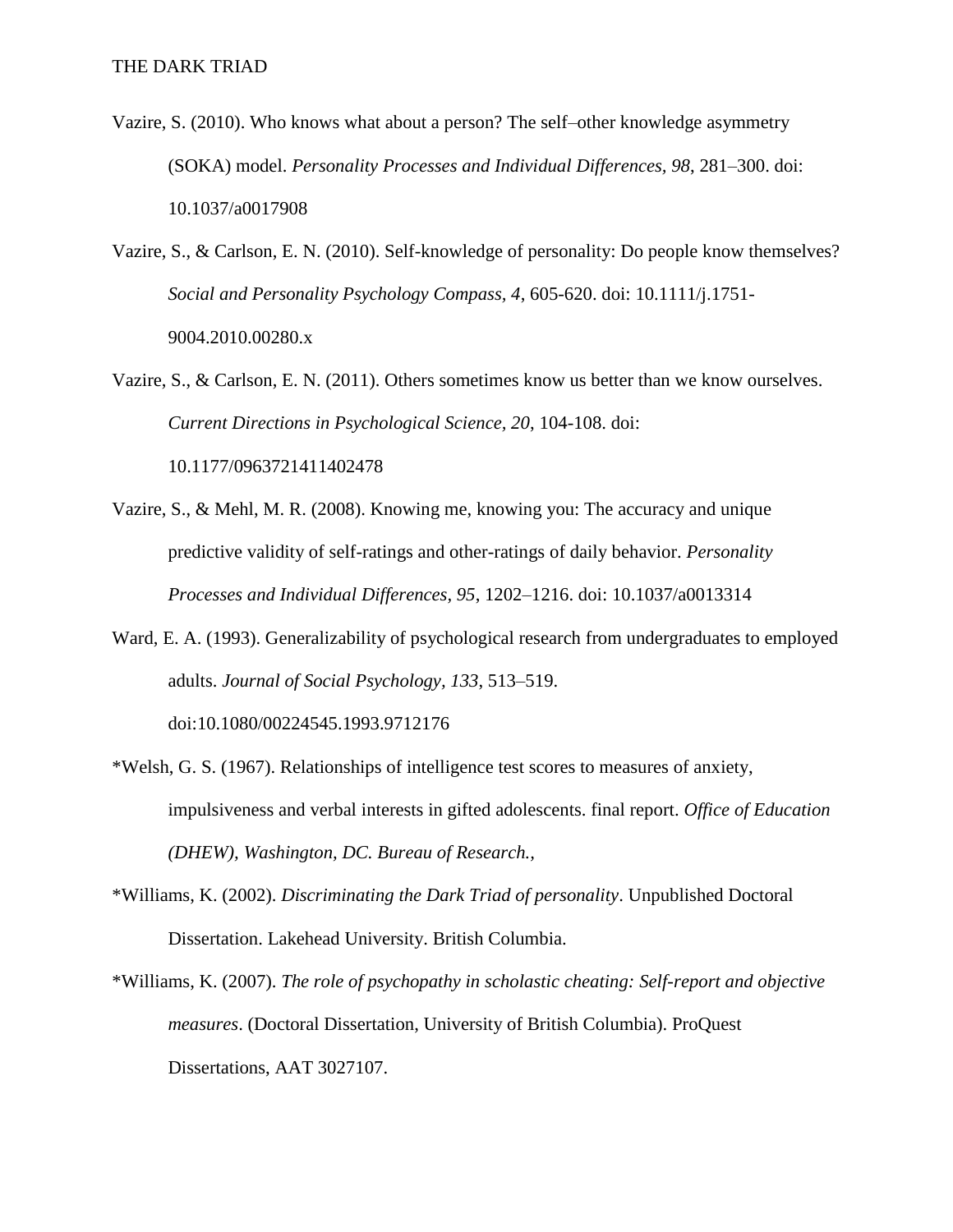Vazire, S. (2010). Who knows what about a person? The self–other knowledge asymmetry (SOKA) model. *Personality Processes and Individual Differences, 98*, 281–300. doi: 10.1037/a0017908

Vazire, S., & Carlson, E. N. (2010). Self-knowledge of personality: Do people know themselves? *Social and Personality Psychology Compass, 4*, 605-620. doi: 10.1111/j.1751-9004.2010.00280.x

Vazire, S., & Carlson, E. N. (2011). Others sometimes know us better than we know ourselves. *Current Directions in Psychological Science, 20*, 104-108. doi: 10.1177/0963721411402478

Vazire, S., & Mehl, M. R. (2008). Knowing me, knowing you: The accuracy and unique predictive validity of self-ratings and other-ratings of daily behavior. *Personality Processes and Individual Differences, 95*, 1202–1216. doi: 10.1037/a0013314

Ward, E. A. (1993). Generalizability of psychological research from undergraduates to employed adults. *Journal of Social Psychology, 133*, 513–519. doi:10.1080/00224545.1993.9712176

*Welsh, G. S. (1967). Relationships of intelligence test scores to measures of anxiety, impulsiveness and verbal interests in gifted adolescents. final report. *Office of Education (DHEW), Washington, DC. Bureau of Research.,*

*Williams, K. (2002). *Discriminating the Dark Triad of personality*. Unpublished Doctoral Dissertation. Lakehead University. British Columbia.

*Williams, K. (2007). *The role of psychopathy in scholastic cheating: Self-report and objective measures*. (Doctoral Dissertation, University of British Columbia). ProQuest Dissertations, AAT 3027107.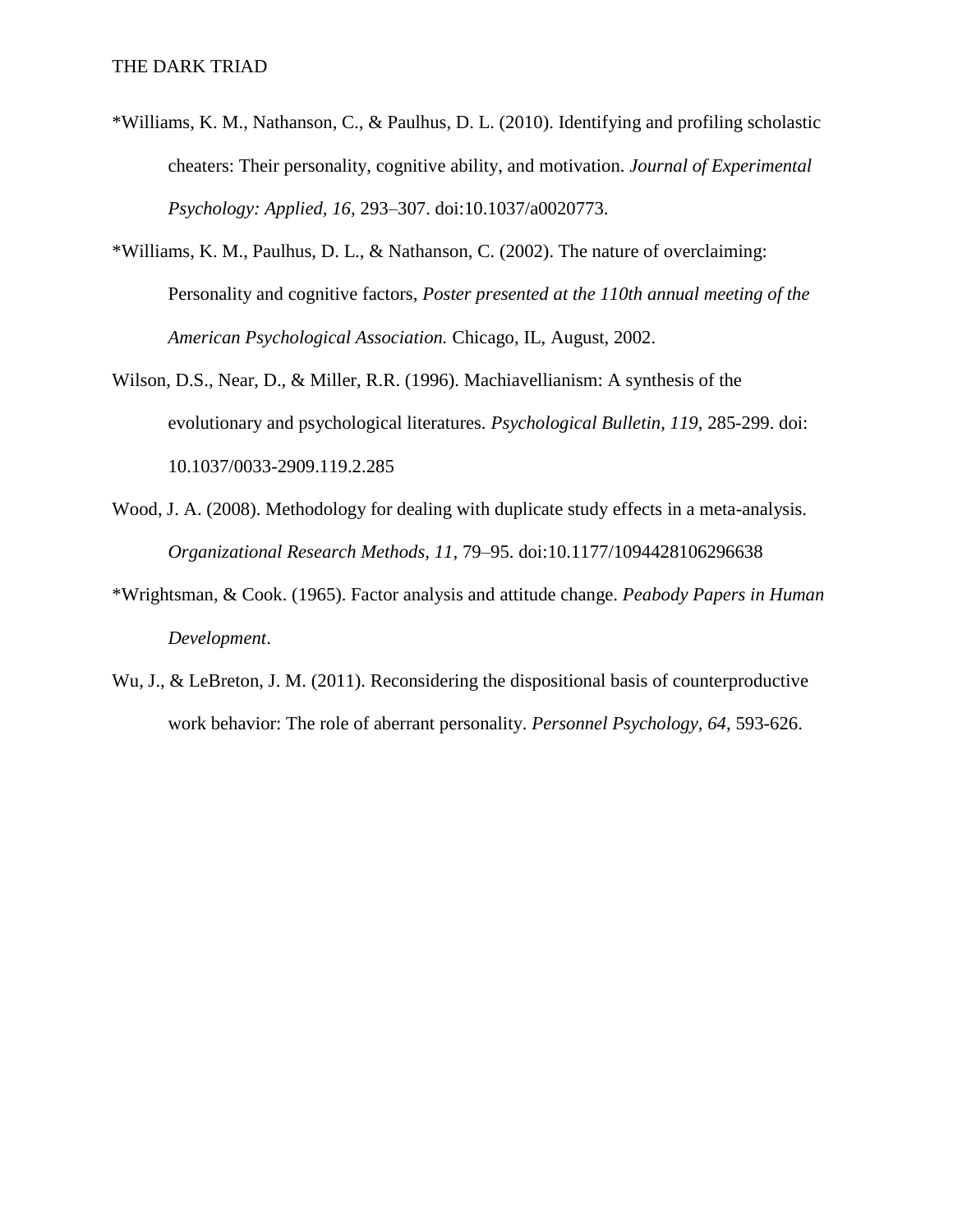*Williams, K. M., Nathanson, C., & Paulhus, D. L. (2010). Identifying and profiling scholastic cheaters: Their personality, cognitive ability, and motivation. *Journal of Experimental Psychology: Applied, 16,* 293–307. doi:10.1037/a0020773.

*Williams, K. M., Paulhus, D. L., & Nathanson, C. (2002). The nature of overclaiming: Personality and cognitive factors, *Poster presented at the 110th annual meeting of the American Psychological Association.* Chicago, IL, August, 2002.

Wilson, D.S., Near, D., & Miller, R.R. (1996). Machiavellianism: A synthesis of the evolutionary and psychological literatures. *Psychological Bulletin, 119*, 285-299. doi: 10.1037/0033-2909.119.2.285

Wood, J. A. (2008). Methodology for dealing with duplicate study effects in a meta-analysis. *Organizational Research Methods, 11,* 79–95. doi:10.1177/1094428106296638

*Wrightsman, & Cook. (1965). Factor analysis and attitude change. *Peabody Papers in Human Development*.

Wu, J., & LeBreton, J. M. (2011). Reconsidering the dispositional basis of counterproductive work behavior: The role of aberrant personality. *Personnel Psychology, 64*, 593-626.